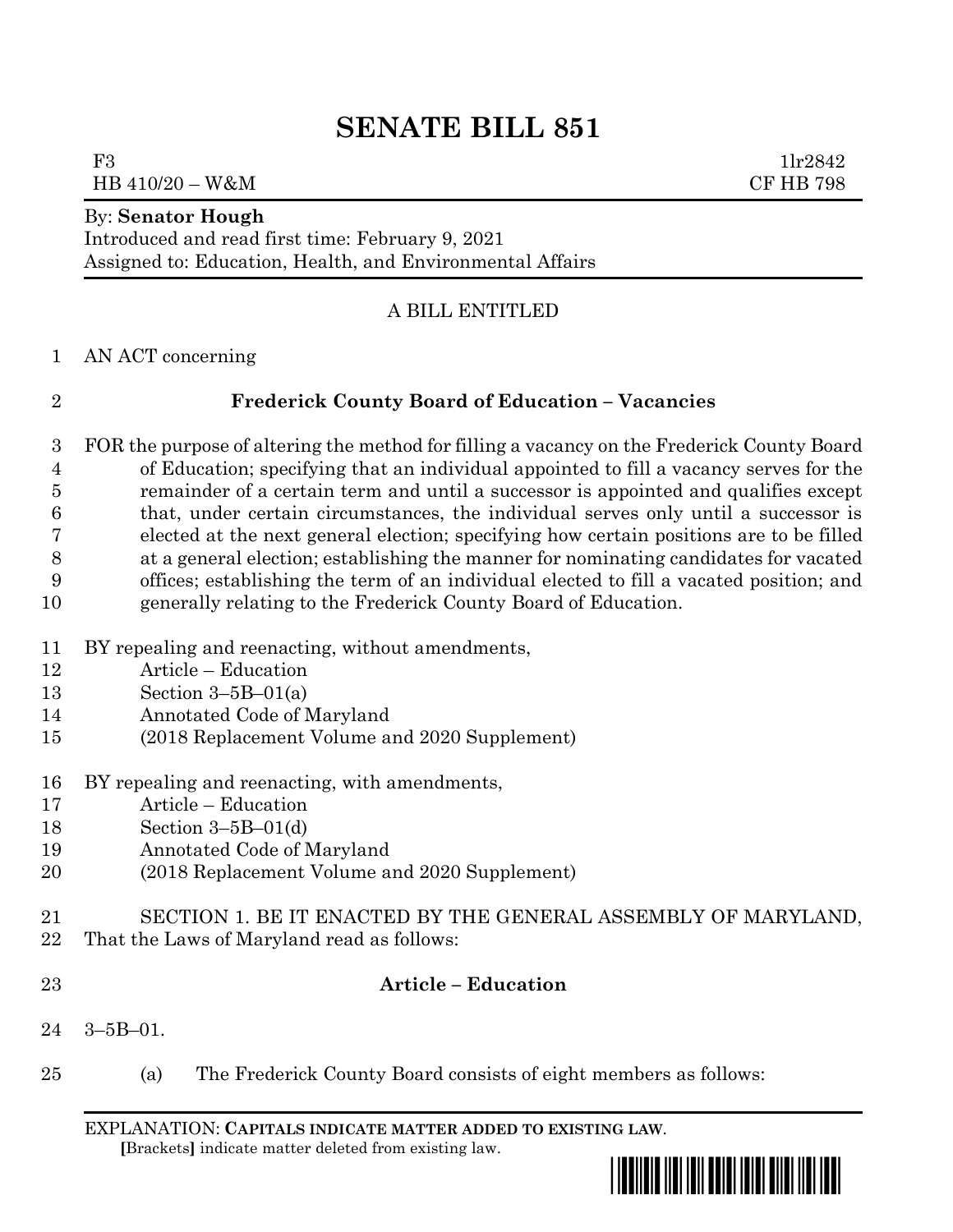# SENATE BILL 851

F3 1lr2842
HB 410/20 – W&M CF HB 798

By: **Senator Hough**
Introduced and read first time: February 9, 2021
Assigned to: Education, Health, and Environmental Affairs

A BILL ENTITLED

AN ACT concerning

**Frederick County Board of Education – Vacancies**

FOR the purpose of altering the method for filling a vacancy on the Frederick County Board of Education; specifying that an individual appointed to fill a vacancy serves for the remainder of a certain term and until a successor is appointed and qualifies except that, under certain circumstances, the individual serves only until a successor is elected at the next general election; specifying how certain positions are to be filled at a general election; establishing the manner for nominating candidates for vacated offices; establishing the term of an individual elected to fill a vacated position; and generally relating to the Frederick County Board of Education.

BY repealing and reenacting, without amendments,
Article – Education
Section 3–5B–01(a)
Annotated Code of Maryland
(2018 Replacement Volume and 2020 Supplement)

BY repealing and reenacting, with amendments,
Article – Education
Section 3–5B–01(d)
Annotated Code of Maryland
(2018 Replacement Volume and 2020 Supplement)

SECTION 1. BE IT ENACTED BY THE GENERAL ASSEMBLY OF MARYLAND, That the Laws of Maryland read as follows:

**Article – Education**

3–5B–01.

(a) The Frederick County Board consists of eight members as follows:

EXPLANATION: **CAPITALS INDICATE MATTER ADDED TO EXISTING LAW**.
**[**Brackets**]** indicate matter deleted from existing law.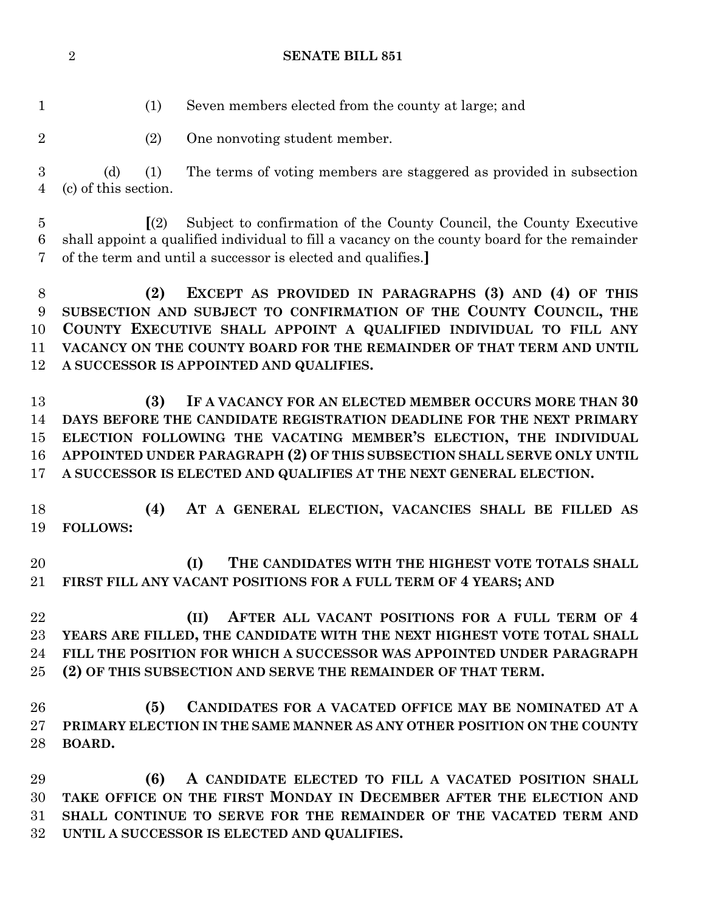(1) Seven members elected from the county at large; and

(2) One nonvoting student member.

(d) (1) The terms of voting members are staggered as provided in subsection (c) of this section.

[(2) Subject to confirmation of the County Council, the County Executive shall appoint a qualified individual to fill a vacancy on the county board for the remainder of the term and until a successor is elected and qualifies.]

**(2) EXCEPT AS PROVIDED IN PARAGRAPHS (3) AND (4) OF THIS SUBSECTION AND SUBJECT TO CONFIRMATION OF THE COUNTY COUNCIL, THE COUNTY EXECUTIVE SHALL APPOINT A QUALIFIED INDIVIDUAL TO FILL ANY VACANCY ON THE COUNTY BOARD FOR THE REMAINDER OF THAT TERM AND UNTIL A SUCCESSOR IS APPOINTED AND QUALIFIES.**

**(3) IF A VACANCY FOR AN ELECTED MEMBER OCCURS MORE THAN 30 DAYS BEFORE THE CANDIDATE REGISTRATION DEADLINE FOR THE NEXT PRIMARY ELECTION FOLLOWING THE VACATING MEMBER'S ELECTION, THE INDIVIDUAL APPOINTED UNDER PARAGRAPH (2) OF THIS SUBSECTION SHALL SERVE ONLY UNTIL A SUCCESSOR IS ELECTED AND QUALIFIES AT THE NEXT GENERAL ELECTION.**

**(4) AT A GENERAL ELECTION, VACANCIES SHALL BE FILLED AS FOLLOWS:**

**(I) THE CANDIDATES WITH THE HIGHEST VOTE TOTALS SHALL FIRST FILL ANY VACANT POSITIONS FOR A FULL TERM OF 4 YEARS; AND**

**(II) AFTER ALL VACANT POSITIONS FOR A FULL TERM OF 4 YEARS ARE FILLED, THE CANDIDATE WITH THE NEXT HIGHEST VOTE TOTAL SHALL FILL THE POSITION FOR WHICH A SUCCESSOR WAS APPOINTED UNDER PARAGRAPH (2) OF THIS SUBSECTION AND SERVE THE REMAINDER OF THAT TERM.**

**(5) CANDIDATES FOR A VACATED OFFICE MAY BE NOMINATED AT A PRIMARY ELECTION IN THE SAME MANNER AS ANY OTHER POSITION ON THE COUNTY BOARD.**

**(6) A CANDIDATE ELECTED TO FILL A VACATED POSITION SHALL TAKE OFFICE ON THE FIRST MONDAY IN DECEMBER AFTER THE ELECTION AND SHALL CONTINUE TO SERVE FOR THE REMAINDER OF THE VACATED TERM AND UNTIL A SUCCESSOR IS ELECTED AND QUALIFIES.**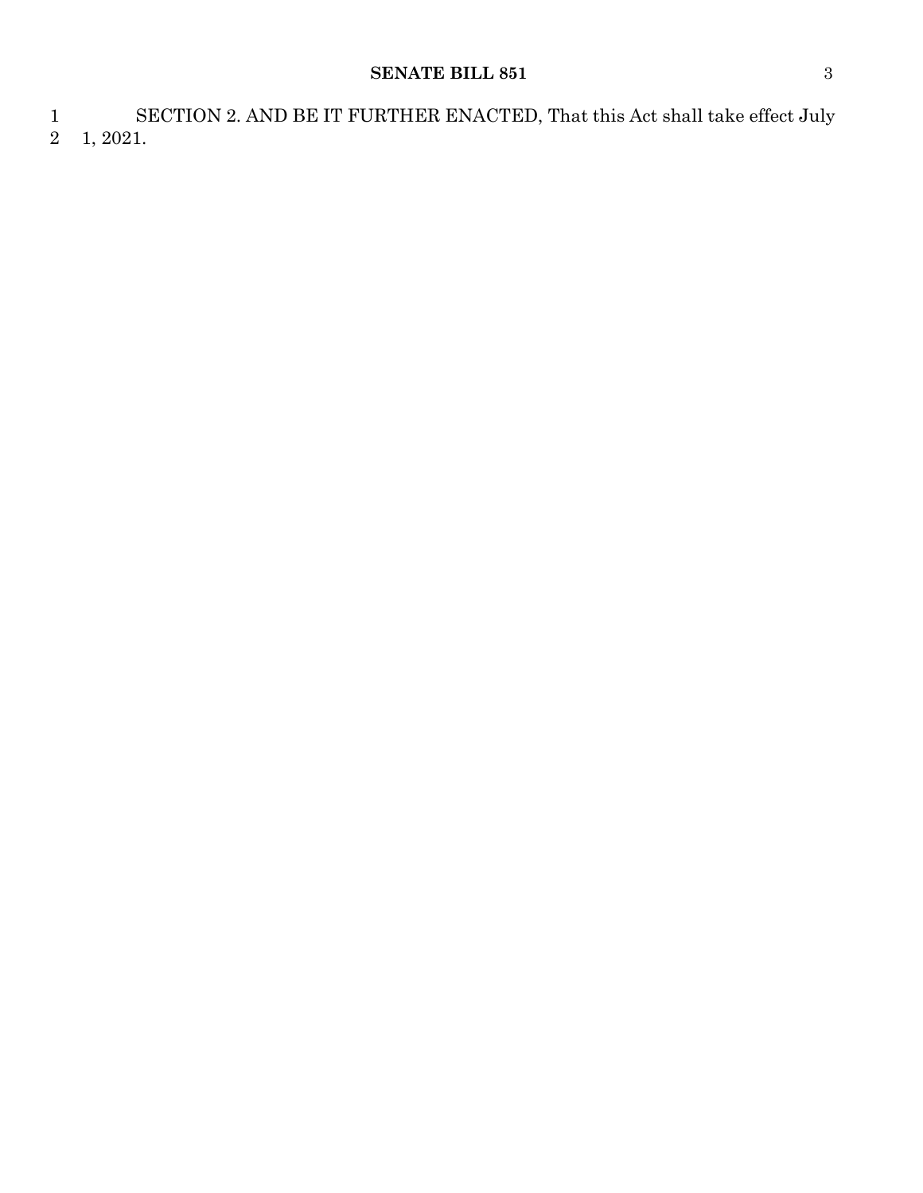SECTION 2. AND BE IT FURTHER ENACTED, That this Act shall take effect July 1, 2021.